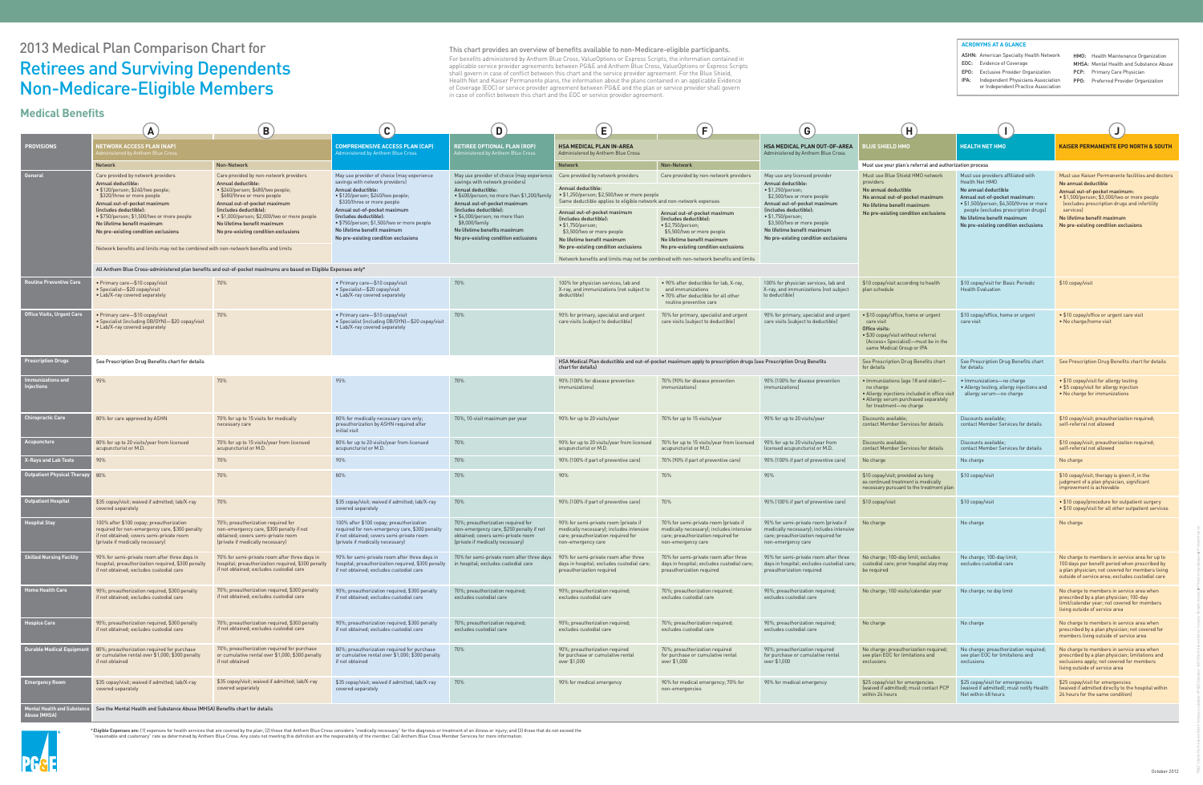# 2013 Medical Plan Comparison Chart for

# Retirees and Surviving Dependents Non-Medicare-Eligible Members

This chart provides an overview of benefits available to non-Medicare-eligible participants.

For benefits administered by Anthem Blue Cross, ValueOptions or Express Scripts, the information contained in applicable service provider agreements between PG&E and Anthem Blue Cross, ValueOptions or Express Scripts shall govern in case of conflict between this chart and the service provider agreement. For the Blue Shield, Health Net and Kaiser Permanente plans, the information about the plans contained in an applicable Evidence of Coverage (EOC) or service provider agreement between PG&E and the plan or service provider shall govern in case of conflict between this chart and the EOC or service provider agreement.

**ACRONYMS AT A GLANCE**

- ASHN: American Specialty Health Network
- EOC: Evidence of Coverage
- EPO: Exclusive Provider Organization
- IPA: Independent Physicians Association or Independent Practice Association
- HMO: Health Maintenance Organization
- MHSA: Mental Health and Substance Abuse
- PCP: Primary Care Physician
- PPO: Preferred Provider Organization

## Medical Benefits

| PROVISIONS | (A) NETWORK ACCESS PLAN (NAP) Administered by Anthem Blue Cross — Network | (B) Non-Network | (C) COMPREHENSIVE ACCESS PLAN (CAP) Administered by Anthem Blue Cross | (D) RETIREE OPTIONAL PLAN (ROP) Administered by Anthem Blue Cross | (E) HSA MEDICAL PLAN IN-AREA Administered by Anthem Blue Cross — Network | (F) Non-Network | (G) HSA MEDICAL PLAN OUT-OF-AREA Administered by Anthem Blue Cross | (H) BLUE SHIELD HMO | (I) HEALTH NET HMO | (J) KAISER PERMANENTE EPO NORTH & SOUTH |
|---|---|---|---|---|---|---|---|---|---|---|
| General | Care provided by network providers<br>**Annual deductible:**<br>• $120/person; $240/two people; $320/three or more people<br>**Annual out-of-pocket maximum (includes deductible):**<br>• $750/person; $1,500/two or more people<br>**No lifetime benefit maximum**<br>**No pre-existing condition exclusions**<br>Network benefits and limits may not be combined with non-network benefits and limits | Care provided by non-network providers<br>**Annual deductible:**<br>• $240/person; $480/two people; $680/three or more people<br>**Annual out-of-pocket maximum (includes deductible):**<br>• $1,000/person; $2,000/two or more people<br>**No lifetime benefit maximum**<br>**No pre-existing condition exclusions** | May use provider of choice (may experience savings with network providers)<br>**Annual deductible:**<br>• $120/person; $240/two people; $320/three or more people<br>**Annual out-of-pocket maximum (includes deductible):**<br>• $750/person; $1,500/two or more people<br>**No lifetime benefit maximum**<br>**No pre-existing condition exclusions** | May use provider of choice (may experience savings with network providers)<br>**Annual deductible:**<br>• $600/person; no more than $1,200/family<br>**Annual out-of-pocket maximum (includes deductible):**<br>• $4,000/person; no more than $8,000/family<br>**No lifetime benefits maximum**<br>**No pre-existing condition exclusions** | Care provided by network providers<br>**Annual deductible:**<br>• $1,250/person; $2,500/two or more people<br>Same deductible applies to eligible network and non-network expenses<br>**Annual out-of-pocket maximum (includes deductible):**<br>• $1,750/person; $3,500/two or more people<br>**No lifetime benefit maximum**<br>**No pre-existing condition exclusions**<br>Network benefits and limits may not be combined with non-network benefits and limits | Care provided by non-network providers<br>**Annual out-of-pocket maximum (includes deductible):**<br>• $2,750/person; $5,500/two or more people<br>**No lifetime benefit maximum**<br>**No pre-existing condition exclusions** | May use any licensed provider<br>**Annual deductible:**<br>• $1,250/person; $2,500/two or more people<br>**Annual out-of-pocket maximum (includes deductible):**<br>• $1,750/person; $3,500/two or more people<br>**No lifetime benefit maximum**<br>**No pre-existing condition exclusions** | Must use your plan's referral and authorization process<br>Must use Blue Shield HMO network providers<br>**No annual deductible**<br>**No annual out-of-pocket maximum**<br>**No lifetime benefit maximum**<br>**No pre-existing condition exclusions** | Must use providers affiliated with Health Net HMO<br>**No annual deductible**<br>**Annual out-of-pocket maximum:**<br>• $1,500/person; $4,500/three or more people (excludes prescription drugs)<br>**No lifetime benefit maximum**<br>**No pre-existing condition exclusions** | Must use Kaiser Permanente facilities and doctors<br>**No annual deductible**<br>**Annual out-of-pocket maximum:**<br>• $1,500/person; $3,000/two or more people (excludes prescription drugs and infertility services)<br>**No lifetime benefit maximum**<br>**No pre-existing condition exclusions** |
| | All Anthem Blue Cross-administered plan benefits and out-of-pocket maximums are based on Eligible Expenses only* | | | | | | | | | |
| Routine Preventive Care | • Primary care—$10 copay/visit<br>• Specialist—$20 copay/visit<br>• Lab/X-ray covered separately | 70% | • Primary care—$10 copay/visit<br>• Specialist—$20 copay/visit<br>• Lab/X-ray covered separately | 70% | 100% for physician services, lab and X-ray, and immunizations (not subject to deductible) | • 90% after deductible for lab, X-ray, and immunizations<br>• 70% after deductible for all other routine preventive care | 100% for physician services, lab and X-ray, and immunizations (not subject to deductible) | $10 copay/visit according to health plan schedule | $10 copay/visit for Basic Periodic Health Evaluation | $10 copay/visit |
| Office Visits, Urgent Care | • Primary care—$10 copay/visit<br>• Specialist (including OB/GYN)—$20 copay/visit<br>• Lab/X-ray covered separately | 70% | • Primary care—$10 copay/visit<br>• Specialist (including OB/GYN)—$20 copay/visit<br>• Lab/X-ray covered separately | 70% | 90% for primary, specialist and urgent care visits (subject to deductible) | 70% for primary, specialist and urgent care visits (subject to deductible) | 90% for primary, specialist and urgent care visits (subject to deductible) | • $10 copay/office, home or urgent care visit<br>**Office visits:**<br>• $30 copay/visit without referral (Access+ Specialist)—must be in the same Medical Group or IPA | $10 copay/office, home or urgent care visit | • $10 copay/office or urgent care visit<br>• No charge/home visit |
| Prescription Drugs | See Prescription Drug Benefits chart for details | | | | HSA Medical Plan deductible and out-of-pocket maximum apply to prescription drugs (see Prescription Drug Benefits chart for details) | | | See Prescription Drug Benefits chart for details | See Prescription Drug Benefits chart for details | See Prescription Drug Benefits chart for details |
| Immunizations and Injections | 95% | 70% | 95% | 70% | 90% (100% for disease prevention immunizations) | 70% (90% for disease prevention immunizations) | 90% (100% for disease prevention immunizations) | • Immunizations (age 18 and older)—no charge<br>• Allergy injections included in office visit<br>• Allergy serum purchased separately for treatment—no charge | • Immunizations—no charge<br>• Allergy testing, allergy injections and allergy serum—no charge | • $10 copay/visit for allergy testing<br>• $5 copay/visit for allergy injection<br>• No charge for immunizations |
| Chiropractic Care | 80% for care approved by ASHN | 70% for up to 15 visits for medically necessary care | 80% for medically necessary care only; preauthorization by ASHN required after initial visit | 70%, 10-visit maximum per year | 90% for up to 20 visits/year | 70% for up to 15 visits/year | 90% for up to 20 visits/year | Discounts available; contact Member Services for details | Discounts available; contact Member Services for details | $10 copay/visit; preauthorization required; self-referral not allowed |
| Acupuncture | 80% for up to 20 visits/year from licensed acupuncturist or M.D. | 70% for up to 15 visits/year from licensed acupuncturist or M.D. | 80% for up to 20 visits/year from licensed acupuncturist or M.D. | 70% | 90% for up to 20 visits/year from licensed acupuncturist or M.D. | 70% for up to 15 visits/year from licensed acupuncturist or M.D. | 90% for up to 20 visits/year from licensed acupuncturist or M.D. | Discounts available; contact Member Services for details | Discounts available; contact Member Services for details | $10 copay/visit; preauthorization required; self-referral not allowed |
| X-Rays and Lab Tests | 90% | 70% | 90% | 70% | 90% (100% if part of preventive care) | 70% (90% if part of preventive care) | 90% (100% if part of preventive care) | No charge | No charge | No charge |
| Outpatient Physical Therapy | 80% | 70% | 80% | 70% | 90% | 70% | 90% | $10 copay/visit; provided as long as continued treatment is medically necessary pursuant to the treatment plan | $10 copay/visit | $10 copay/visit; therapy is given if, in the judgment of a plan physician, significant improvement is achievable |
| Outpatient Hospital | $35 copay/visit; waived if admitted; lab/X-ray covered separately | 70% | $35 copay/visit; waived if admitted; lab/X-ray covered separately | 70% | 90% (100% if part of preventive care) | 70% | 90% (100% if part of preventive care) | $10 copay/visit | $10 copay/visit | • $10 copay/procedure for outpatient surgery<br>• $10 copay/visit for all other outpatient services |
| Hospital Stay | 100% after $100 copay; preauthorization required for non-emergency care, $300 penalty if not obtained; covers semi-private room (private if medically necessary) | 70%; preauthorization required for non-emergency care, $300 penalty if not obtained; covers semi-private room (private if medically necessary) | 100% after $100 copay; preauthorization required for non-emergency care, $300 penalty if not obtained; covers semi-private room (private if medically necessary) | 70%; preauthorization required for non-emergency care, $250 penalty if not obtained; covers semi-private room (private if medically necessary) | 90% for semi-private room (private if medically necessary); includes intensive care; preauthorization required for non-emergency care | 70% for semi-private room (private if medically necessary); includes intensive care; preauthorization required for non-emergency care | 90% for semi-private room (private if medically necessary); includes intensive care; preauthorization required for non-emergency care | No charge | No charge | No charge |
| Skilled Nursing Facility | 90% for semi-private room after three days in hospital; preauthorization required, $300 penalty if not obtained; excludes custodial care | 70% for semi-private room after three days in hospital; preauthorization required, $300 penalty if not obtained; excludes custodial care | 90% for semi-private room after three days in hospital; preauthorization required, $300 penalty if not obtained; excludes custodial care | 70% for semi-private room after three days in hospital; excludes custodial care | 90% for semi-private room after three days in hospital; excludes custodial care; preauthorization required | 70% for semi-private room after three days in hospital; excludes custodial care; preauthorization required | 90% for semi-private room after three days in hospital; excludes custodial care; preauthorization required | No charge; 100-day limit; excludes custodial care; prior hospital stay may be required | No charge; 100-day limit; excludes custodial care | No charge to members in service area for up to 100 days per benefit period when prescribed by a plan physician; not covered for members living outside of service area; excludes custodial care |
| Home Health Care | 90%; preauthorization required, $300 penalty if not obtained; excludes custodial care | 70%; preauthorization required, $300 penalty if not obtained; excludes custodial care | 90%; preauthorization required, $300 penalty if not obtained; excludes custodial care | 70%; preauthorization required; excludes custodial care | 90%; preauthorization required; excludes custodial care | 70%; preauthorization required; excludes custodial care | 90%; preauthorization required; excludes custodial care | No charge; 100 visits/calendar year | No charge; no day limit | No charge to members in service area when prescribed by a plan physician; 100-day limit/calendar year; not covered for members living outside of service area |
| Hospice Care | 90%; preauthorization required, $300 penalty if not obtained; excludes custodial care | 70%; preauthorization required, $300 penalty if not obtained; excludes custodial care | 90%; preauthorization required, $300 penalty if not obtained; excludes custodial care | 70%; preauthorization required; excludes custodial care | 90%; preauthorization required; excludes custodial care | 70%; preauthorization required; excludes custodial care | 90%; preauthorization required; excludes custodial care | No charge | No charge | No charge to members in service area when prescribed by a plan physician; not covered for members living outside of service area |
| Durable Medical Equipment | 80%; preauthorization required for purchase or cumulative rental over $1,000; $300 penalty if not obtained | 70%; preauthorization required for purchase or cumulative rental over $1,000; $300 penalty if not obtained | 80%; preauthorization required for purchase or cumulative rental over $1,000; $300 penalty if not obtained | 70% | 90%; preauthorization required for purchase or cumulative rental over $1,000 | 70%; preauthorization required for purchase or cumulative rental over $1,000 | 90%; preauthorization required for purchase or cumulative rental over $1,000 | No charge; preauthorization required; see plan EOC for limitations and exclusions | No charge; preauthorization required; see plan EOC for limitations and exclusions | No charge to members in service area when prescribed by a plan physician; limitations and exclusions apply; not covered for members living outside of service area |
| Emergency Room | $35 copay/visit; waived if admitted; lab/X-ray covered separately | $35 copay/visit; waived if admitted; lab/X-ray covered separately | $35 copay/visit; waived if admitted; lab/X-ray covered separately | 70% | 90% for medical emergency | 90% for medical emergency; 70% for non-emergencies | 90% for medical emergency | $25 copay/visit for emergencies (waived if admitted); must contact PCP within 24 hours | $25 copay/visit for emergencies (waived if admitted); must notify Health Net within 48 hours | $25 copay/visit for emergencies (waived if admitted directly to the hospital within 24 hours for the same condition) |
| Mental Health and Substance Abuse (MHSA) | See the Mental Health and Substance Abuse (MHSA) Benefits chart for details | | | | | | | | | |

* **Eligible Expenses are:** (1) expenses for health services that are covered by the plan; (2) those that Anthem Blue Cross considers "medically necessary" for the diagnosis or treatment of an illness or injury; and (3) those that do not exceed the "reasonable and customary" rate as determined by Anthem Blue Cross. Any costs not meeting this definition are the responsibility of the member. Call Anthem Blue Cross Member Services for more information.

October 2012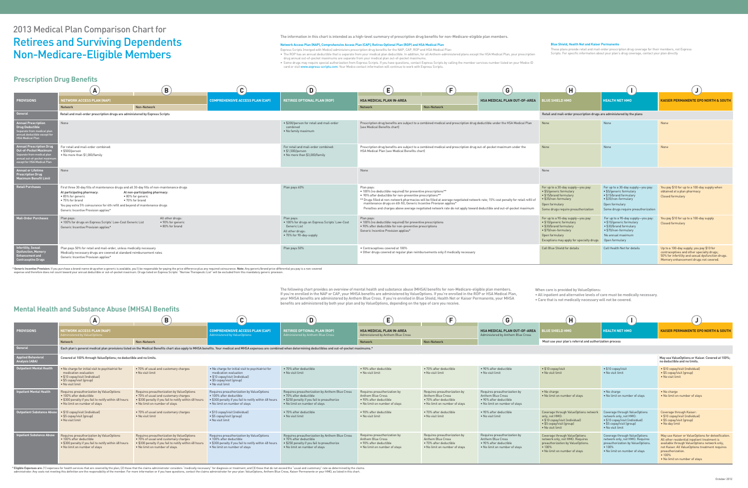# 2013 Medical Plan Comparison Chart for

# Retirees and Surviving Dependents Non-Medicare-Eligible Members

The information in this chart is intended as a high-level summary of prescription drug benefits for non-Medicare-eligible plan members.

**Network Access Plan (NAP), Comprehensive Access Plan (CAP), Retiree Optional Plan (ROP) and HSA Medical Plan**

Express Scripts (merged with Medco) administers prescription drug benefits for the NAP, CAP, ROP and HSA Medical Plan:

- The ROP has an annual deductible that is separate from your medical plan deductible. In addition, for all Anthem-administered plans except the HSA Medical Plan, your prescription drug annual out-of-pocket maximums are separate from your medical plan out-of-pocket maximums.
- Some drugs may require special authorization from Express Scripts. If you have questions, contact Express Scripts by calling the member services number listed on your Medco ID card or visit www.express-scripts.com. Your Medco contact information will continue to work with Express Scripts.

**Blue Shield, Health Net and Kaiser Permanente**

These plans provide retail and mail-order prescription drug coverage for their members, not Express Scripts. For specific information about your plan's drug coverage, contact your plan directly.

## Prescription Drug Benefits

| PROVISIONS | (A) NETWORK ACCESS PLAN (NAP) Network | (B) Non-Network | (C) COMPREHENSIVE ACCESS PLAN (CAP) | (D) RETIREE OPTIONAL PLAN (ROP) | (E) HSA MEDICAL PLAN IN-AREA Network | (F) Non-Network | (G) HSA MEDICAL PLAN OUT-OF-AREA | (H) BLUE SHIELD HMO | (I) HEALTH NET HMO | (J) KAISER PERMANENTE EPO NORTH & SOUTH |
|---|---|---|---|---|---|---|---|---|---|---|
| General | Retail and mail-order prescription drugs are administered by Express Scripts | | | | | | | Retail and mail-order prescription drugs are administered by the plans | | |
| Annual Prescription Drug Deductible (Separate from medical plan annual deductible except for HSA Medical Plan) | None | | | • $200/person for retail and mail-order combined<br>• No family maximum | Prescription drug benefits are subject to a combined medical and prescription drug deductible under the HSA Medical Plan (see Medical Benefits chart) | | | None | None | None |
| Annual Prescription Drug Out-of-Pocket Maximum (Separate from medical plan annual out-of-pocket maximum except for HSA Medical Plan) | For retail and mail-order combined:<br>• $500/person<br>• No more than $1,000/family | | | For retail and mail-order combined:<br>• $1,500/person<br>• No more than $3,000/family | Prescription drug benefits are subject to a combined medical and prescription drug out-of-pocket maximum under the HSA Medical Plan (see Medical Benefits chart) | | | None | None | None |
| Annual or Lifetime Prescription Drug Maximum Benefit Limit | None | | | | None | | | None | | |
| Retail Purchases | First three 30-day fills of maintenance drugs and all 30-day fills of non-maintenance drugs<br>At participating pharmacy:<br>• 85% for generic<br>• 75% for brand<br>At non-participating pharmacy:<br>• 80% for generic<br>• 70% for brand<br>You pay extra 5% coinsurance for 4th refill and beyond of maintenance drugs<br>Generic Incentive Provision applies* | | | Plan pays 60% | Plan pays:<br>• 100% (no deductible required) for preventive prescriptions**<br>• 90% after deductible for non-preventive prescriptions**<br>** Drugs filled at non-network pharmacies will be filled at average negotiated network rate; 15% cost penalty for retail refill of maintenance drugs on 4th fill; Generic Incentive Provision applies*<br>Penalties and charges above average negotiated network rate do not apply toward deductible and out-of-pocket maximum | | | For up to a 30-day supply—you pay:<br>• $5/generic formulary<br>• $15/brand formulary<br>• $35/non-formulary<br>Open formulary<br>Some drugs require preauthorization | For up to a 30-day supply—you pay:<br>• $5/generic formulary<br>• $15/brand formulary<br>• $35/non-formulary<br>Open formulary<br>Some drugs require preauthorization | You pay $10 for up to a 100-day supply when obtained at a plan pharmacy<br>Closed formulary |
| Mail-Order Purchases | Plan pays:<br>• 100% for drugs on Express Scripts' Low-Cost Generic List<br>Generic Incentive Provision applies*<br>All other drugs:<br>• 90% for generic<br>• 80% for brand | | | Plan pays:<br>• 100% for drugs on Express Scripts' Low-Cost Generic List<br>All other drugs:<br>• 70% for 90-day-supply | Plan pays:<br>• 100% (no deductible required) for preventive prescriptions<br>• 90% after deductible for non-preventive prescriptions<br>Generic Incentive Provision applies* | | | For up to a 90-day supply—you pay:<br>• $10/generic formulary<br>• $30/brand formulary<br>• $70/non-formulary<br>Open formulary<br>Exceptions may apply for specialty drugs | For up to a 90-day supply—you pay:<br>• $10/generic formulary<br>• $30/brand formulary<br>• $70/non-formulary<br>No annual maximum<br>Open formulary | You pay $10 for up to a 100-day supply<br>Closed formulary |
| Infertility, Sexual Dysfunction, Memory Enhancement and Contraceptive Drugs | Plan pays 50% for retail and mail-order, unless medically necessary<br>Medically necessary drugs are covered at standard reimbursement rates<br>Generic Incentive Provision applies* | | | Plan pays 50% | • Contraceptives covered at 100%<br>• Other drugs covered at regular plan reimbursements only if medically necessary | | | Call Blue Shield for details | Call Health Net for details | Up to a 100-day supply; you pay $10 for contraceptives and other specialty drugs; 50% for infertility and sexual dysfunction drugs. Memory enhancement drugs not covered. |

* **Generic Incentive Provision:** If you purchase a brand-name drug when a generic is available, you'll be responsible for paying the price difference plus any required coinsurance. **Note:** Any generic/brand price differential you pay is a non-covered expense and therefore does not count toward your annual deductible or out-of-pocket maximum. Drugs listed on Express Scripts' "Narrow Therapeutic List" will be excluded from this mandatory generic provision.

## Mental Health and Substance Abuse (MHSA) Benefits

The following chart provides an overview of mental health and substance abuse (MHSA) benefits for non-Medicare-eligible plan members. If you're enrolled in the NAP or CAP, your MHSA benefits are administered by ValueOptions. If you're enrolled in the ROP or HSA Medical Plan, your MHSA benefits are administered by Anthem Blue Cross. If you're enrolled in Blue Shield, Health Net or Kaiser Permanente, your MHSA benefits are administered by both your plan and by ValueOptions, depending on the type of care you receive.

When care is provided by ValueOptions:
- All inpatient and alternative levels of care must be medically necessary.
- Care that is not medically necessary will not be covered.

| PROVISIONS | (A) NETWORK ACCESS PLAN (NAP) Administered by ValueOptions — Network | (B) Non-Network | (C) COMPREHENSIVE ACCESS PLAN (CAP) Administered by ValueOptions | (D) RETIREE OPTIONAL PLAN (ROP) Administered by Anthem Blue Cross | (E) HSA MEDICAL PLAN IN-AREA Administered by Anthem Blue Cross — Network | (F) Non-Network | (G) HSA MEDICAL PLAN OUT-OF-AREA Administered by Anthem Blue Cross | (H) BLUE SHIELD HMO | (I) HEALTH NET HMO | (J) KAISER PERMANENTE EPO NORTH & SOUTH |
|---|---|---|---|---|---|---|---|---|---|---|
| General | Each plan's general medical plan provisions listed on the Medical Benefits chart also apply to MHSA benefits. Your medical and MHSA expenses are combined when determining deductibles and out-of-pocket maximums.* | | | | | | | Must use your plan's referral and authorization process | | |
| Applied Behavioral Analysis (ABA) | Covered at 100% through ValueOptions; no deductible and no limits. | | | | | | | | | May use ValueOptions or Kaiser. Covered at 100%; no deductible and no limits. |
| Outpatient Mental Health | • No charge for initial visit to psychiatrist for medication evaluation<br>• $10 copay/visit (individual)<br>• $5 copay/visit (group)<br>• No visit limit | • 70% of usual and customary charges<br>• No visit limit | • No charge for initial visit to psychiatrist for medication evaluation<br>• $10 copay/visit (individual)<br>• $5 copay/visit (group)<br>• No visit limit | • 70% after deductible<br>• No visit limit | • 90% after deductible<br>• No visit limit | • 70% after deductible<br>• No visit limit | • 90% after deductible<br>• No visit limit | • $10 copay/visit<br>• No visit limit | • $10 copay/visit<br>• No visit limit | • $10 copay/visit (individual)<br>• $5 copay/visit (group)<br>• No visit limit |
| Inpatient Mental Health | Requires preauthorization by ValueOptions<br>• 100% after deductible<br>• $300 penalty if you fail to notify within 48 hours<br>• No limit on number of stays | Requires preauthorization by ValueOptions<br>• 70% of usual and customary charges<br>• $300 penalty if you fail to notify within 48 hours<br>• No limit on number of stays | Requires preauthorization by ValueOptions<br>• 100% after deductible<br>• $300 penalty if you fail to notify within 48 hours<br>• No limit on number of stays | Requires preauthorization by Anthem Blue Cross<br>• 70% after deductible<br>• $250 penalty if you fail to preauthorize<br>• No limit on number of stays | Requires preauthorization by Anthem Blue Cross<br>• 90% after deductible<br>• No limit on number of stays | Requires preauthorization by Anthem Blue Cross<br>• 70% after deductible<br>• No limit on number of stays | Requires preauthorization by Anthem Blue Cross<br>• 90% after deductible<br>• No limit on number of stays | • No charge<br>• No limit on number of stays | • No charge<br>• No limit on number of stays | • No charge<br>• No limit on number of stays |
| Outpatient Substance Abuse | • $10 copay/visit (individual)<br>• $5 copay/visit (group)<br>• No visit limit | • 70% of usual and customary charges<br>• No visit limit | • $10 copay/visit (individual)<br>• $5 copay/visit (group)<br>• No visit limit | • 70% after deductible<br>• No visit limit | • 90% after deductible<br>• No visit limit | • 70% after deductible<br>• No visit limit | • 90% after deductible<br>• No visit limit | Coverage through ValueOptions network only, not HMO:<br>• $10 copay/visit (individual)<br>• $5 copay/visit (group)<br>• No visit limit | Coverage through ValueOptions network only, not HMO:<br>• $10 copay/visit (individual)<br>• $5 copay/visit (group)<br>• No visit limit | Coverage through Kaiser:<br>• $10 copay/visit (individual)<br>• $5 copay/visit (group)<br>• No day limit |
| Inpatient Substance Abuse | Requires preauthorization by ValueOptions<br>• 100% after deductible<br>• $300 penalty if you fail to notify within 48 hours<br>• No limit on number of stays | Requires preauthorization by ValueOptions<br>• 70% of usual and customary charges<br>• $300 penalty if you fail to notify within 48 hours<br>• No limit on number of stays | Requires preauthorization by ValueOptions<br>• 100% after deductible<br>• $300 penalty if you fail to notify within 48 hours<br>• No limit on number of stays | Requires preauthorization by Anthem Blue Cross<br>• 70% after deductible<br>• $250 penalty if you fail to preauthorize<br>• No limit on number of stays | Requires preauthorization by Anthem Blue Cross<br>• 90% after deductible<br>• No limit on number of stays | Requires preauthorization by Anthem Blue Cross<br>• 70% after deductible<br>• No limit on number of stays | Requires preauthorization by Anthem Blue Cross<br>• 90% after deductible<br>• No limit on number of stays | Coverage through ValueOptions network only, not HMO. Requires preauthorization by ValueOptions.<br>• 100%<br>• No limit on number of stays | Coverage through ValueOptions network only, not HMO. Requires preauthorization by ValueOptions.<br>• 100%<br>• No limit on number of stays | May use Kaiser or ValueOptions for detoxification. All other residential inpatient treatment is available through ValueOptions network only, not Kaiser. All ValueOptions treatment requires preauthorization.<br>• 100%<br>• No limit on number of stays |

* **Eligible Expenses are:** (1) expenses for health services that are covered by the plan; (2) those that the claims administrator considers "medically necessary" for diagnosis or treatment; and (3) those that do not exceed the "usual and customary" rate as determined by the claims administrator. Any costs not meeting this definition are the responsibility of the member. For more information or if you have questions, contact the claims administrator for your plan: ValueOptions, Anthem Blue Cross, Kaiser Permanente or your HMO, as listed in this chart.

October 2012